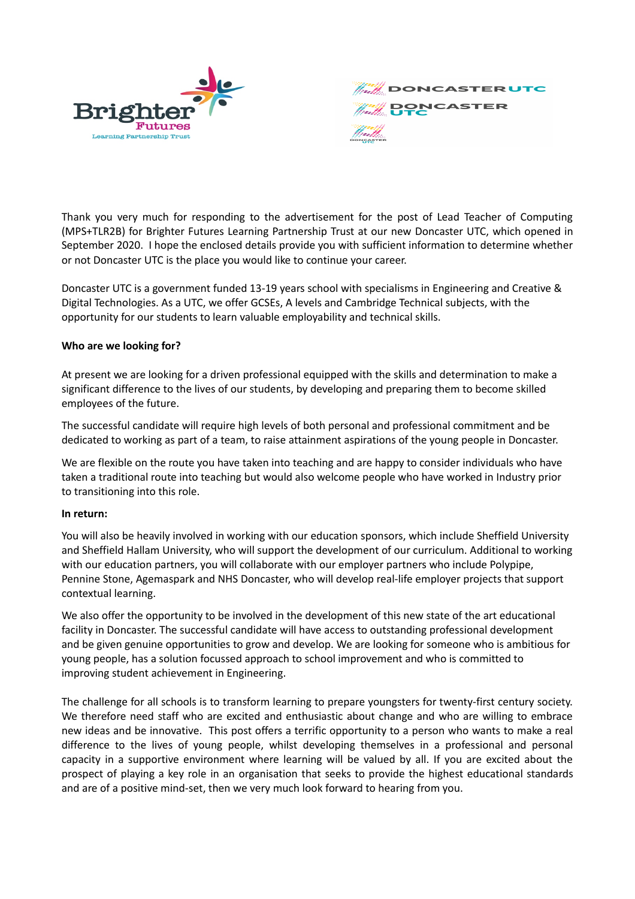Thank you very much for responding to the advertisement for the post of Lead Teacher of Computing (MPS+TLR2B) for Brighter Futures Learning Partnership Trust at our new Doncaster UTC, which opened in September 2020. I hope the enclosed details provide you with sufficient information to determine whether or not Doncaster UTC is the place you would like to continue your career.

Doncaster UTC is a government funded 13-19 years school with specialisms in Engineering and Creative & Digital Technologies. As a UTC, we offer GCSEs, A levels and Cambridge Technical subjects, with the opportunity for our students to learn valuable employability and technical skills.

**Who are we looking for?**

At present we are looking for a driven professional equipped with the skills and determination to make a significant difference to the lives of our students, by developing and preparing them to become skilled employees of the future.

The successful candidate will require high levels of both personal and professional commitment and be dedicated to working as part of a team, to raise attainment aspirations of the young people in Doncaster.

We are flexible on the route you have taken into teaching and are happy to consider individuals who have taken a traditional route into teaching but would also welcome people who have worked in Industry prior to transitioning into this role.

**In return:**

You will also be heavily involved in working with our education sponsors, which include Sheffield University and Sheffield Hallam University, who will support the development of our curriculum. Additional to working with our education partners, you will collaborate with our employer partners who include Polypipe, Pennine Stone, Agemaspark and NHS Doncaster, who will develop real-life employer projects that support contextual learning.

We also offer the opportunity to be involved in the development of this new state of the art educational facility in Doncaster. The successful candidate will have access to outstanding professional development and be given genuine opportunities to grow and develop. We are looking for someone who is ambitious for young people, has a solution focussed approach to school improvement and who is committed to improving student achievement in Engineering.

The challenge for all schools is to transform learning to prepare youngsters for twenty-first century society. We therefore need staff who are excited and enthusiastic about change and who are willing to embrace new ideas and be innovative. This post offers a terrific opportunity to a person who wants to make a real difference to the lives of young people, whilst developing themselves in a professional and personal capacity in a supportive environment where learning will be valued by all. If you are excited about the prospect of playing a key role in an organisation that seeks to provide the highest educational standards and are of a positive mind-set, then we very much look forward to hearing from you.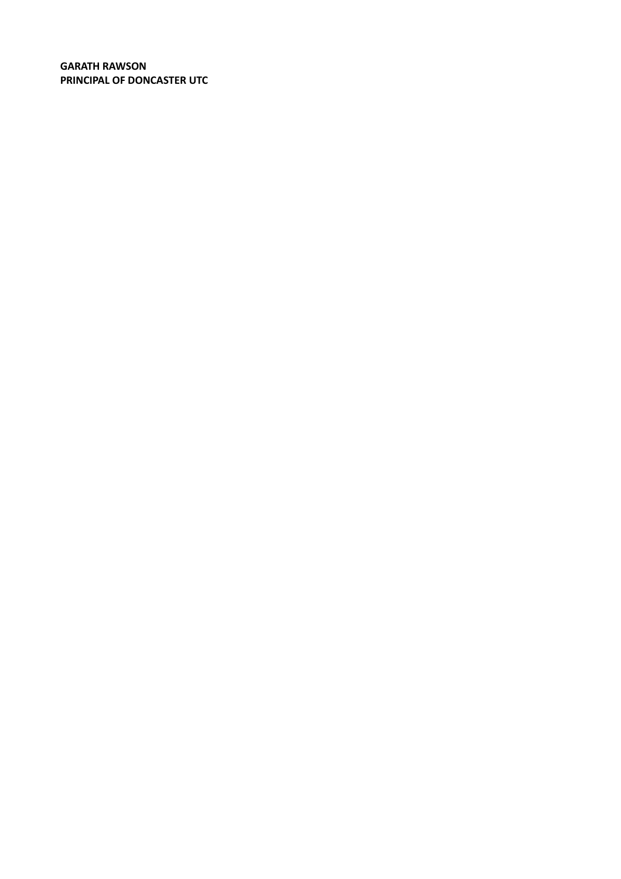**GARATH RAWSON**
**PRINCIPAL OF DONCASTER UTC**